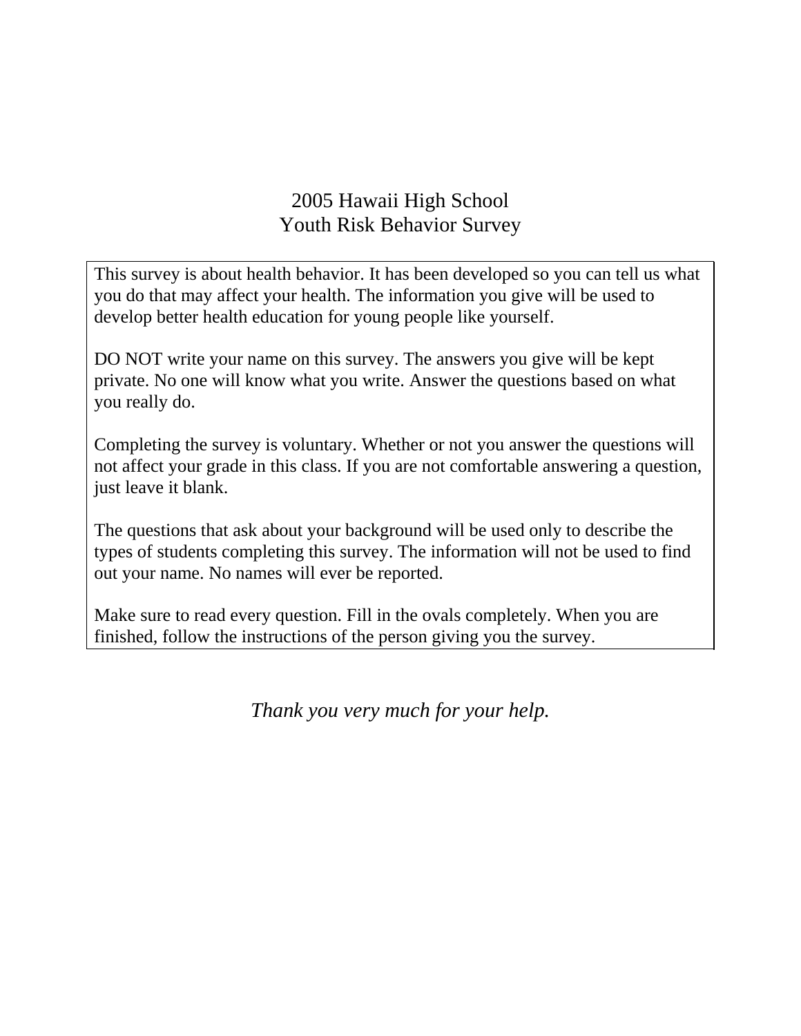# 2005 Hawaii High School
# Youth Risk Behavior Survey

This survey is about health behavior. It has been developed so you can tell us what you do that may affect your health. The information you give will be used to develop better health education for young people like yourself.

DO NOT write your name on this survey. The answers you give will be kept private. No one will know what you write. Answer the questions based on what you really do.

Completing the survey is voluntary. Whether or not you answer the questions will not affect your grade in this class. If you are not comfortable answering a question, just leave it blank.

The questions that ask about your background will be used only to describe the types of students completing this survey. The information will not be used to find out your name. No names will ever be reported.

Make sure to read every question. Fill in the ovals completely. When you are finished, follow the instructions of the person giving you the survey.

*Thank you very much for your help.*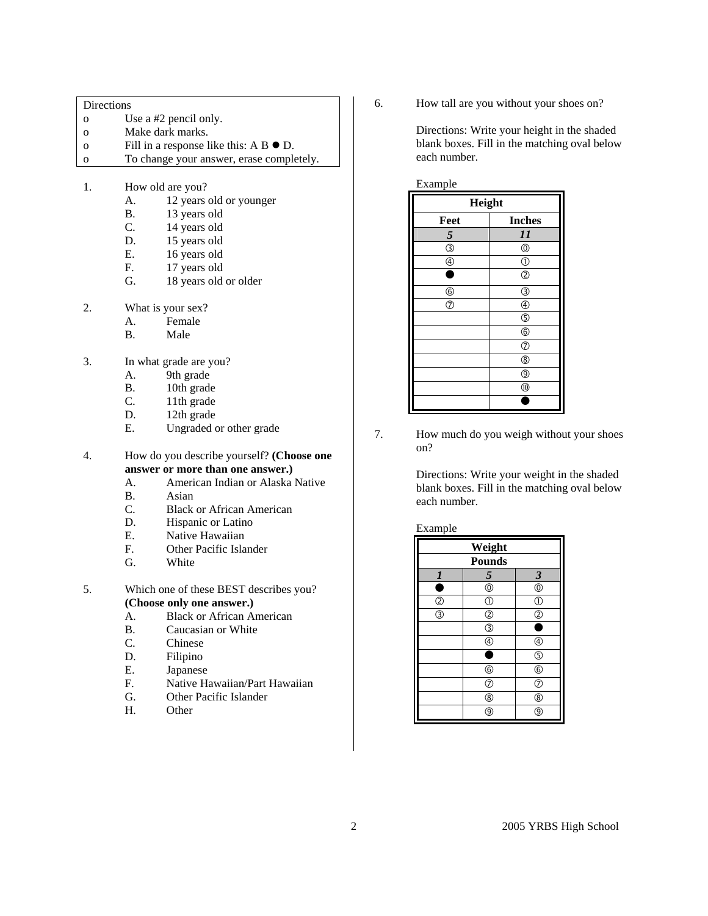Directions

- Use a #2 pencil only.
- Make dark marks.
- Fill in a response like this: A B ● D.
- To change your answer, erase completely.

1. How old are you?
   - A. 12 years old or younger
   - B. 13 years old
   - C. 14 years old
   - D. 15 years old
   - E. 16 years old
   - F. 17 years old
   - G. 18 years old or older

2. What is your sex?
   - A. Female
   - B. Male

3. In what grade are you?
   - A. 9th grade
   - B. 10th grade
   - C. 11th grade
   - D. 12th grade
   - E. Ungraded or other grade

4. How do you describe yourself? **(Choose one answer or more than one answer.)**
   - A. American Indian or Alaska Native
   - B. Asian
   - C. Black or African American
   - D. Hispanic or Latino
   - E. Native Hawaiian
   - F. Other Pacific Islander
   - G. White

5. Which one of these BEST describes you? **(Choose only one answer.)**
   - A. Black or African American
   - B. Caucasian or White
   - C. Chinese
   - D. Filipino
   - E. Japanese
   - F. Native Hawaiian/Part Hawaiian
   - G. Other Pacific Islander
   - H. Other

6. How tall are you without your shoes on?

   Directions: Write your height in the shaded blank boxes. Fill in the matching oval below each number.

   Example

| Height | |
|---|---|
| **Feet** | **Inches** |
| ***5*** | ***11*** |
| ③ | ⓪ |
| ④ | ① |
| ● | ② |
| ⑥ | ③ |
| ⑦ | ④ |
| | ⑤ |
| | ⑥ |
| | ⑦ |
| | ⑧ |
| | ⑨ |
| | ⑩ |
| | ● |

7. How much do you weigh without your shoes on?

   Directions: Write your weight in the shaded blank boxes. Fill in the matching oval below each number.

   Example

| Weight | | |
|---|---|---|
| **Pounds** | | |
| ***1*** | ***5*** | ***3*** |
| ● | ⓪ | ⓪ |
| ② | ① | ① |
| ③ | ② | ② |
| | ③ | ● |
| | ④ | ④ |
| | ● | ⑤ |
| | ⑥ | ⑥ |
| | ⑦ | ⑦ |
| | ⑧ | ⑧ |
| | ⑨ | ⑨ |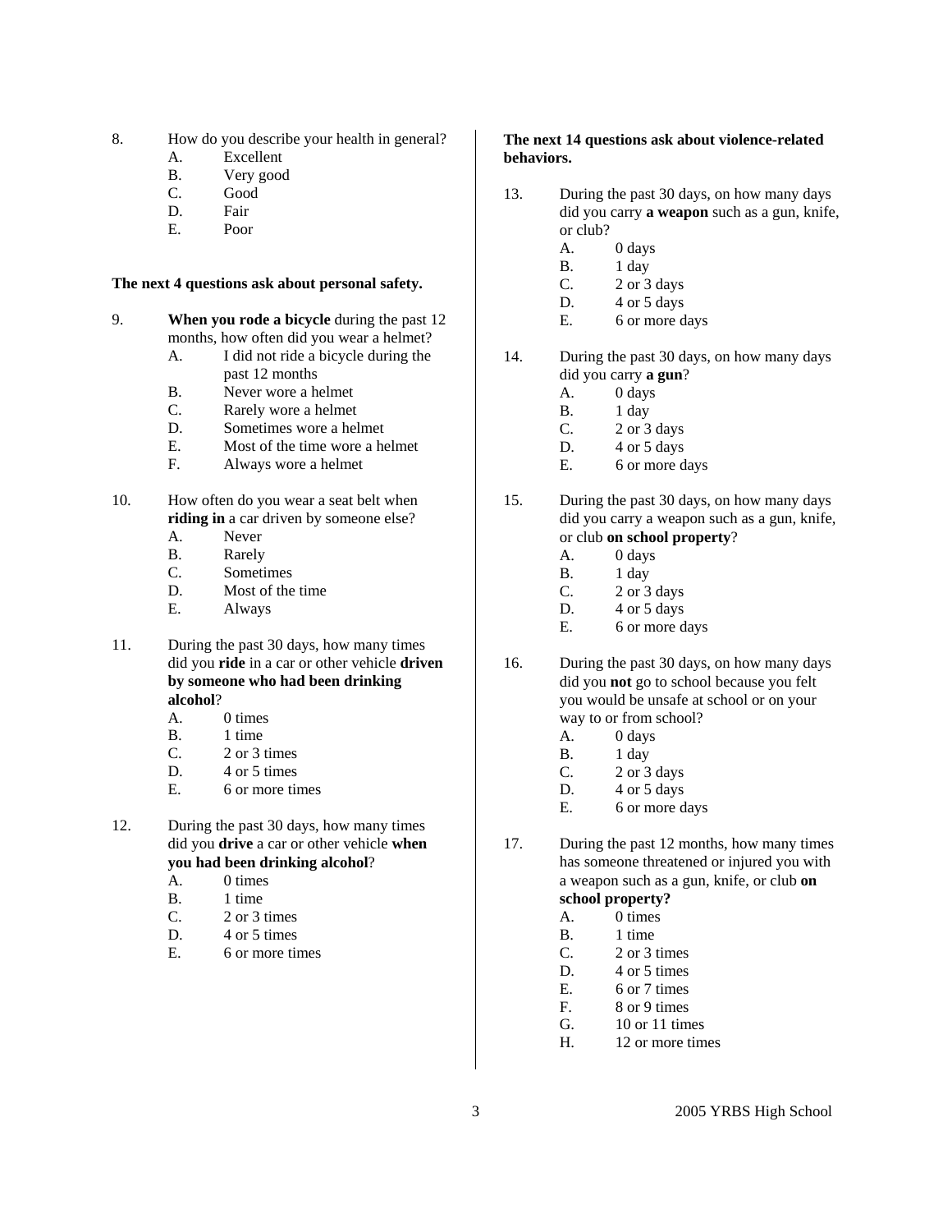8. How do you describe your health in general?
   A. Excellent
   B. Very good
   C. Good
   D. Fair
   E. Poor

**The next 4 questions ask about personal safety.**

9. **When you rode a bicycle** during the past 12 months, how often did you wear a helmet?
   A. I did not ride a bicycle during the past 12 months
   B. Never wore a helmet
   C. Rarely wore a helmet
   D. Sometimes wore a helmet
   E. Most of the time wore a helmet
   F. Always wore a helmet

10. How often do you wear a seat belt when **riding in** a car driven by someone else?
    A. Never
    B. Rarely
    C. Sometimes
    D. Most of the time
    E. Always

11. During the past 30 days, how many times did you **ride** in a car or other vehicle **driven by someone who had been drinking alcohol**?
    A. 0 times
    B. 1 time
    C. 2 or 3 times
    D. 4 or 5 times
    E. 6 or more times

12. During the past 30 days, how many times did you **drive** a car or other vehicle **when you had been drinking alcohol**?
    A. 0 times
    B. 1 time
    C. 2 or 3 times
    D. 4 or 5 times
    E. 6 or more times

**The next 14 questions ask about violence-related behaviors.**

13. During the past 30 days, on how many days did you carry **a weapon** such as a gun, knife, or club?
    A. 0 days
    B. 1 day
    C. 2 or 3 days
    D. 4 or 5 days
    E. 6 or more days

14. During the past 30 days, on how many days did you carry **a gun**?
    A. 0 days
    B. 1 day
    C. 2 or 3 days
    D. 4 or 5 days
    E. 6 or more days

15. During the past 30 days, on how many days did you carry a weapon such as a gun, knife, or club **on school property**?
    A. 0 days
    B. 1 day
    C. 2 or 3 days
    D. 4 or 5 days
    E. 6 or more days

16. During the past 30 days, on how many days did you **not** go to school because you felt you would be unsafe at school or on your way to or from school?
    A. 0 days
    B. 1 day
    C. 2 or 3 days
    D. 4 or 5 days
    E. 6 or more days

17. During the past 12 months, how many times has someone threatened or injured you with a weapon such as a gun, knife, or club **on school property?**
    A. 0 times
    B. 1 time
    C. 2 or 3 times
    D. 4 or 5 times
    E. 6 or 7 times
    F. 8 or 9 times
    G. 10 or 11 times
    H. 12 or more times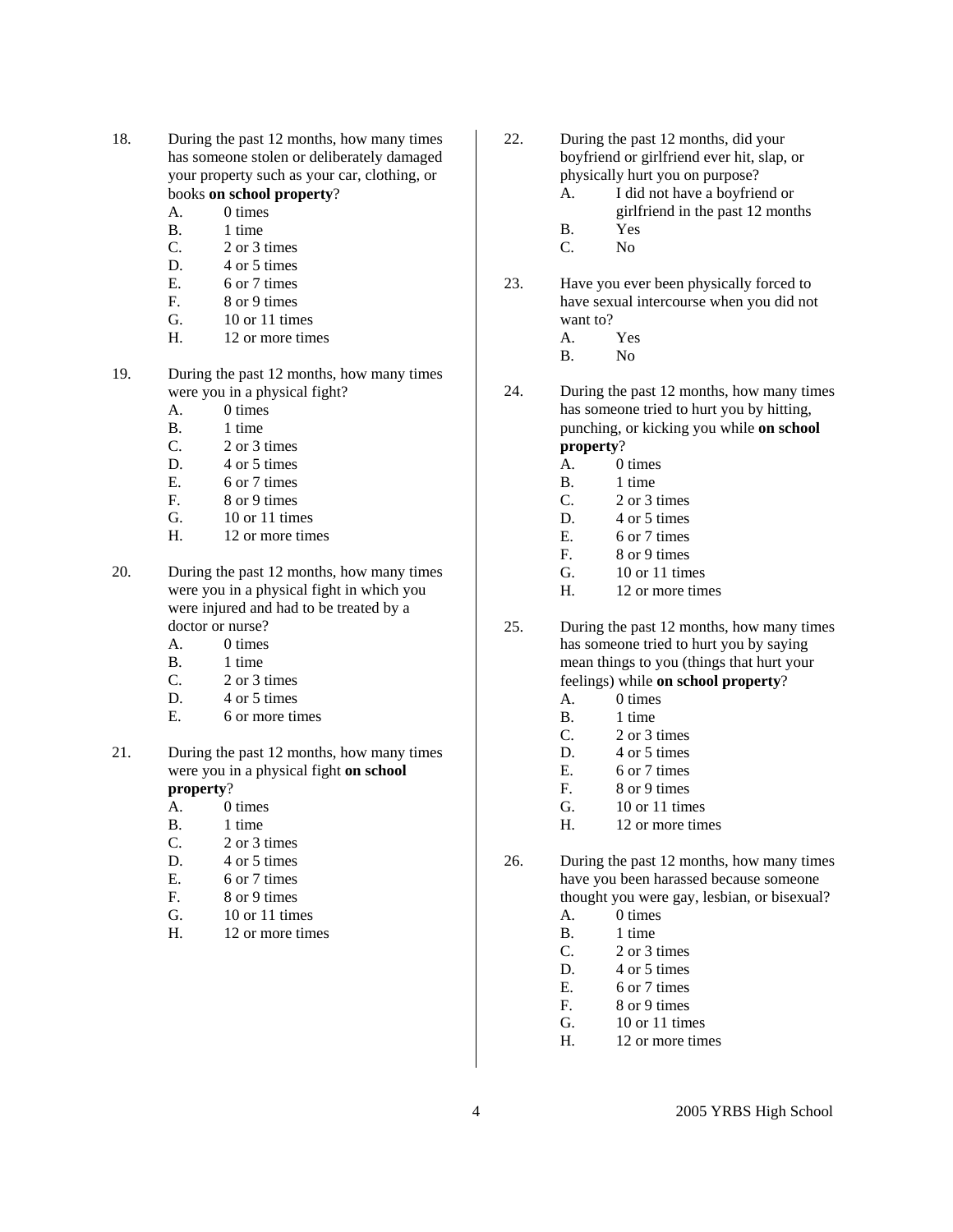18. During the past 12 months, how many times has someone stolen or deliberately damaged your property such as your car, clothing, or books **on school property**?
    - A. 0 times
    - B. 1 time
    - C. 2 or 3 times
    - D. 4 or 5 times
    - E. 6 or 7 times
    - F. 8 or 9 times
    - G. 10 or 11 times
    - H. 12 or more times

19. During the past 12 months, how many times were you in a physical fight?
    - A. 0 times
    - B. 1 time
    - C. 2 or 3 times
    - D. 4 or 5 times
    - E. 6 or 7 times
    - F. 8 or 9 times
    - G. 10 or 11 times
    - H. 12 or more times

20. During the past 12 months, how many times were you in a physical fight in which you were injured and had to be treated by a doctor or nurse?
    - A. 0 times
    - B. 1 time
    - C. 2 or 3 times
    - D. 4 or 5 times
    - E. 6 or more times

21. During the past 12 months, how many times were you in a physical fight **on school property**?
    - A. 0 times
    - B. 1 time
    - C. 2 or 3 times
    - D. 4 or 5 times
    - E. 6 or 7 times
    - F. 8 or 9 times
    - G. 10 or 11 times
    - H. 12 or more times

22. During the past 12 months, did your boyfriend or girlfriend ever hit, slap, or physically hurt you on purpose?
    - A. I did not have a boyfriend or girlfriend in the past 12 months
    - B. Yes
    - C. No

23. Have you ever been physically forced to have sexual intercourse when you did not want to?
    - A. Yes
    - B. No

24. During the past 12 months, how many times has someone tried to hurt you by hitting, punching, or kicking you while **on school property**?
    - A. 0 times
    - B. 1 time
    - C. 2 or 3 times
    - D. 4 or 5 times
    - E. 6 or 7 times
    - F. 8 or 9 times
    - G. 10 or 11 times
    - H. 12 or more times

25. During the past 12 months, how many times has someone tried to hurt you by saying mean things to you (things that hurt your feelings) while **on school property**?
    - A. 0 times
    - B. 1 time
    - C. 2 or 3 times
    - D. 4 or 5 times
    - E. 6 or 7 times
    - F. 8 or 9 times
    - G. 10 or 11 times
    - H. 12 or more times

26. During the past 12 months, how many times have you been harassed because someone thought you were gay, lesbian, or bisexual?
    - A. 0 times
    - B. 1 time
    - C. 2 or 3 times
    - D. 4 or 5 times
    - E. 6 or 7 times
    - F. 8 or 9 times
    - G. 10 or 11 times
    - H. 12 or more times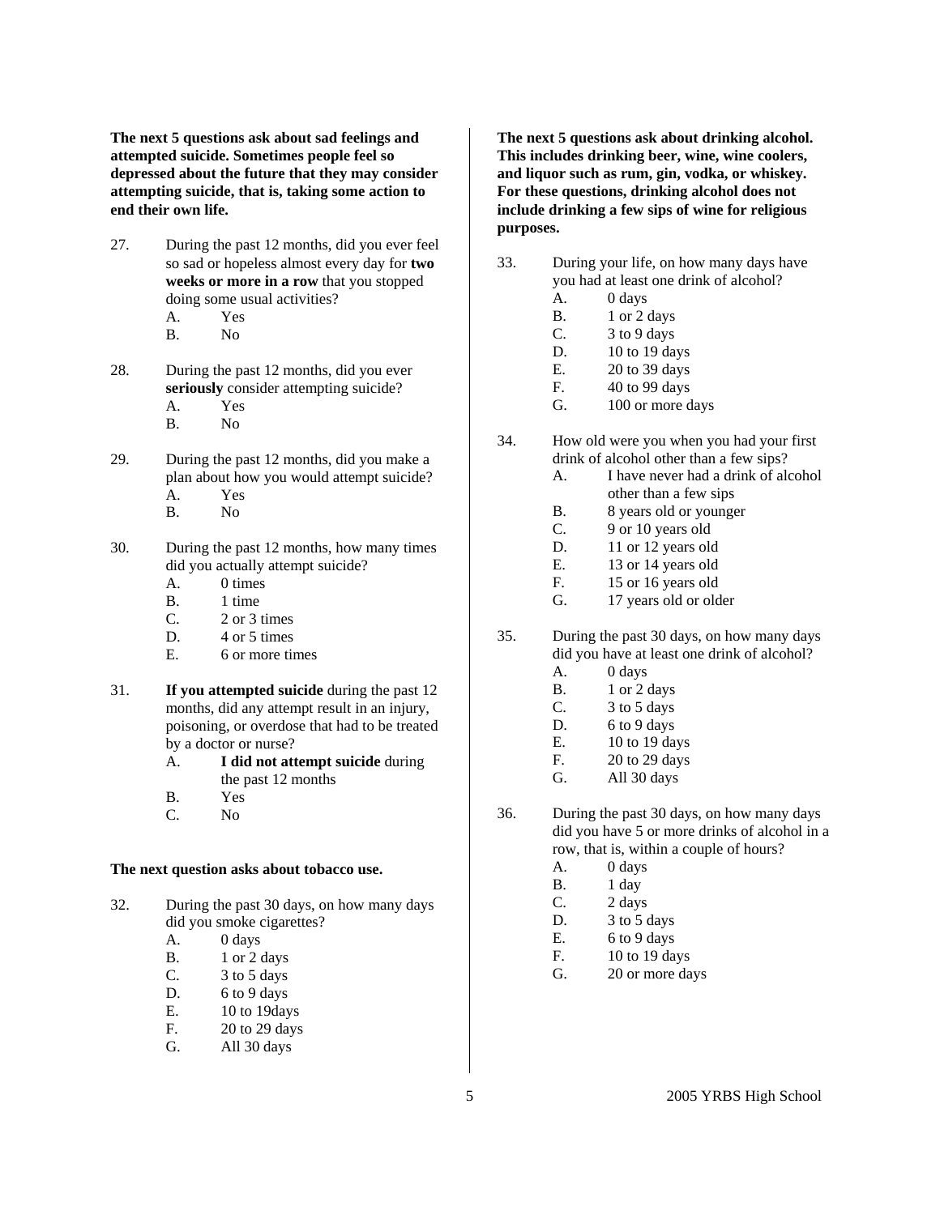**The next 5 questions ask about sad feelings and attempted suicide. Sometimes people feel so depressed about the future that they may consider attempting suicide, that is, taking some action to end their own life.**

27. During the past 12 months, did you ever feel so sad or hopeless almost every day for **two weeks or more in a row** that you stopped doing some usual activities?
    - A. Yes
    - B. No

28. During the past 12 months, did you ever **seriously** consider attempting suicide?
    - A. Yes
    - B. No

29. During the past 12 months, did you make a plan about how you would attempt suicide?
    - A. Yes
    - B. No

30. During the past 12 months, how many times did you actually attempt suicide?
    - A. 0 times
    - B. 1 time
    - C. 2 or 3 times
    - D. 4 or 5 times
    - E. 6 or more times

31. **If you attempted suicide** during the past 12 months, did any attempt result in an injury, poisoning, or overdose that had to be treated by a doctor or nurse?
    - A. **I did not attempt suicide** during the past 12 months
    - B. Yes
    - C. No

**The next question asks about tobacco use.**

32. During the past 30 days, on how many days did you smoke cigarettes?
    - A. 0 days
    - B. 1 or 2 days
    - C. 3 to 5 days
    - D. 6 to 9 days
    - E. 10 to 19days
    - F. 20 to 29 days
    - G. All 30 days

**The next 5 questions ask about drinking alcohol. This includes drinking beer, wine, wine coolers, and liquor such as rum, gin, vodka, or whiskey. For these questions, drinking alcohol does not include drinking a few sips of wine for religious purposes.**

33. During your life, on how many days have you had at least one drink of alcohol?
    - A. 0 days
    - B. 1 or 2 days
    - C. 3 to 9 days
    - D. 10 to 19 days
    - E. 20 to 39 days
    - F. 40 to 99 days
    - G. 100 or more days

34. How old were you when you had your first drink of alcohol other than a few sips?
    - A. I have never had a drink of alcohol other than a few sips
    - B. 8 years old or younger
    - C. 9 or 10 years old
    - D. 11 or 12 years old
    - E. 13 or 14 years old
    - F. 15 or 16 years old
    - G. 17 years old or older

35. During the past 30 days, on how many days did you have at least one drink of alcohol?
    - A. 0 days
    - B. 1 or 2 days
    - C. 3 to 5 days
    - D. 6 to 9 days
    - E. 10 to 19 days
    - F. 20 to 29 days
    - G. All 30 days

36. During the past 30 days, on how many days did you have 5 or more drinks of alcohol in a row, that is, within a couple of hours?
    - A. 0 days
    - B. 1 day
    - C. 2 days
    - D. 3 to 5 days
    - E. 6 to 9 days
    - F. 10 to 19 days
    - G. 20 or more days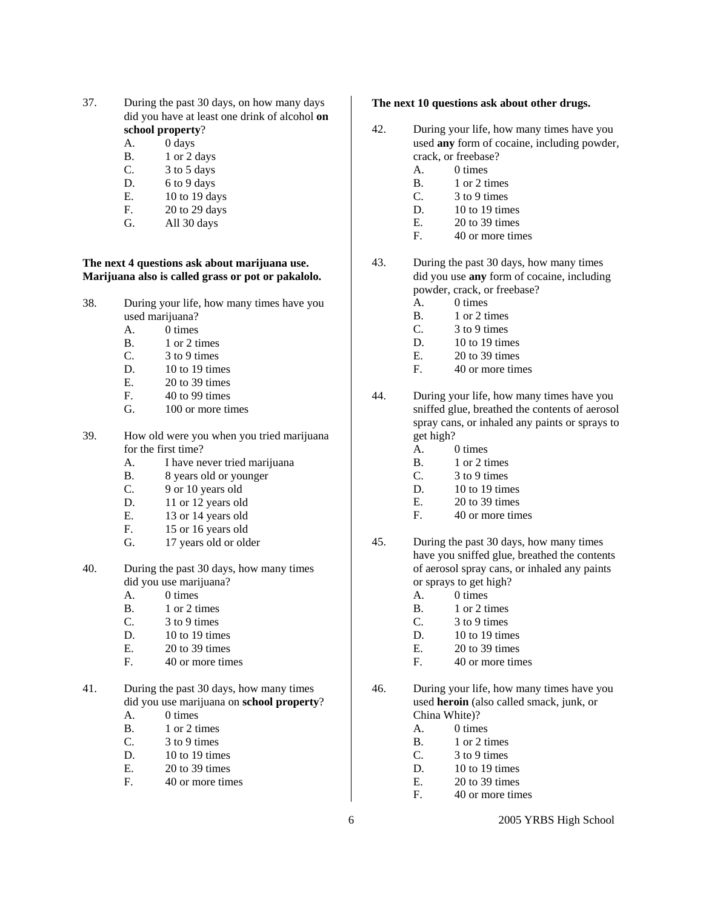37. During the past 30 days, on how many days did you have at least one drink of alcohol **on school property**?
    - A. 0 days
    - B. 1 or 2 days
    - C. 3 to 5 days
    - D. 6 to 9 days
    - E. 10 to 19 days
    - F. 20 to 29 days
    - G. All 30 days

**The next 4 questions ask about marijuana use. Marijuana also is called grass or pot or pakalolo.**

38. During your life, how many times have you used marijuana?
    - A. 0 times
    - B. 1 or 2 times
    - C. 3 to 9 times
    - D. 10 to 19 times
    - E. 20 to 39 times
    - F. 40 to 99 times
    - G. 100 or more times

39. How old were you when you tried marijuana for the first time?
    - A. I have never tried marijuana
    - B. 8 years old or younger
    - C. 9 or 10 years old
    - D. 11 or 12 years old
    - E. 13 or 14 years old
    - F. 15 or 16 years old
    - G. 17 years old or older

40. During the past 30 days, how many times did you use marijuana?
    - A. 0 times
    - B. 1 or 2 times
    - C. 3 to 9 times
    - D. 10 to 19 times
    - E. 20 to 39 times
    - F. 40 or more times

41. During the past 30 days, how many times did you use marijuana on **school property**?
    - A. 0 times
    - B. 1 or 2 times
    - C. 3 to 9 times
    - D. 10 to 19 times
    - E. 20 to 39 times
    - F. 40 or more times

**The next 10 questions ask about other drugs.**

42. During your life, how many times have you used **any** form of cocaine, including powder, crack, or freebase?
    - A. 0 times
    - B. 1 or 2 times
    - C. 3 to 9 times
    - D. 10 to 19 times
    - E. 20 to 39 times
    - F. 40 or more times

43. During the past 30 days, how many times did you use **any** form of cocaine, including powder, crack, or freebase?
    - A. 0 times
    - B. 1 or 2 times
    - C. 3 to 9 times
    - D. 10 to 19 times
    - E. 20 to 39 times
    - F. 40 or more times

44. During your life, how many times have you sniffed glue, breathed the contents of aerosol spray cans, or inhaled any paints or sprays to get high?
    - A. 0 times
    - B. 1 or 2 times
    - C. 3 to 9 times
    - D. 10 to 19 times
    - E. 20 to 39 times
    - F. 40 or more times

45. During the past 30 days, how many times have you sniffed glue, breathed the contents of aerosol spray cans, or inhaled any paints or sprays to get high?
    - A. 0 times
    - B. 1 or 2 times
    - C. 3 to 9 times
    - D. 10 to 19 times
    - E. 20 to 39 times
    - F. 40 or more times

46. During your life, how many times have you used **heroin** (also called smack, junk, or China White)?
    - A. 0 times
    - B. 1 or 2 times
    - C. 3 to 9 times
    - D. 10 to 19 times
    - E. 20 to 39 times
    - F. 40 or more times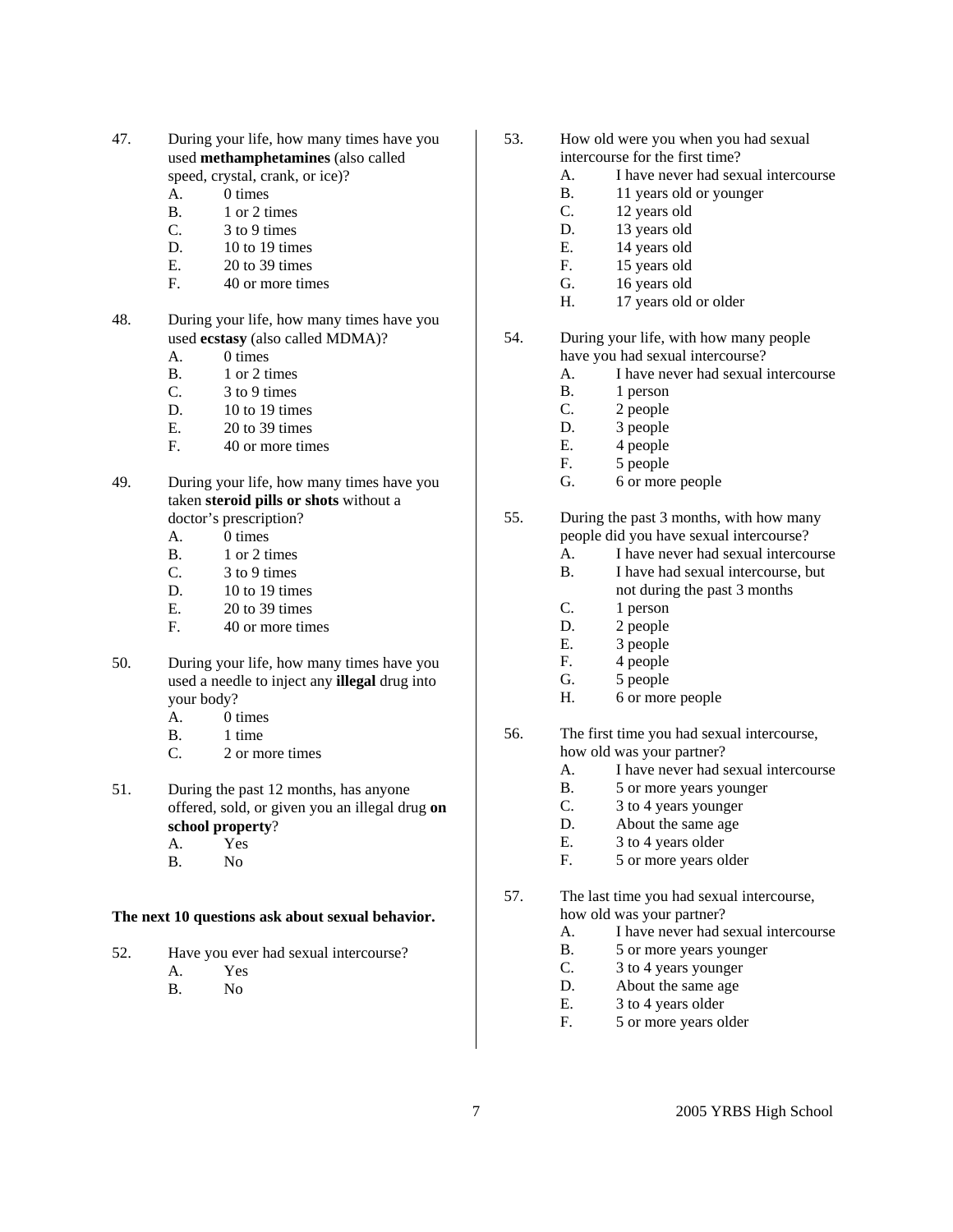47. During your life, how many times have you used **methamphetamines** (also called speed, crystal, crank, or ice)?
    - A. 0 times
    - B. 1 or 2 times
    - C. 3 to 9 times
    - D. 10 to 19 times
    - E. 20 to 39 times
    - F. 40 or more times

48. During your life, how many times have you used **ecstasy** (also called MDMA)?
    - A. 0 times
    - B. 1 or 2 times
    - C. 3 to 9 times
    - D. 10 to 19 times
    - E. 20 to 39 times
    - F. 40 or more times

49. During your life, how many times have you taken **steroid pills or shots** without a doctor's prescription?
    - A. 0 times
    - B. 1 or 2 times
    - C. 3 to 9 times
    - D. 10 to 19 times
    - E. 20 to 39 times
    - F. 40 or more times

50. During your life, how many times have you used a needle to inject any **illegal** drug into your body?
    - A. 0 times
    - B. 1 time
    - C. 2 or more times

51. During the past 12 months, has anyone offered, sold, or given you an illegal drug **on school property**?
    - A. Yes
    - B. No

**The next 10 questions ask about sexual behavior.**

52. Have you ever had sexual intercourse?
    - A. Yes
    - B. No

53. How old were you when you had sexual intercourse for the first time?
    - A. I have never had sexual intercourse
    - B. 11 years old or younger
    - C. 12 years old
    - D. 13 years old
    - E. 14 years old
    - F. 15 years old
    - G. 16 years old
    - H. 17 years old or older

54. During your life, with how many people have you had sexual intercourse?
    - A. I have never had sexual intercourse
    - B. 1 person
    - C. 2 people
    - D. 3 people
    - E. 4 people
    - F. 5 people
    - G. 6 or more people

55. During the past 3 months, with how many people did you have sexual intercourse?
    - A. I have never had sexual intercourse
    - B. I have had sexual intercourse, but not during the past 3 months
    - C. 1 person
    - D. 2 people
    - E. 3 people
    - F. 4 people
    - G. 5 people
    - H. 6 or more people

56. The first time you had sexual intercourse, how old was your partner?
    - A. I have never had sexual intercourse
    - B. 5 or more years younger
    - C. 3 to 4 years younger
    - D. About the same age
    - E. 3 to 4 years older
    - F. 5 or more years older

57. The last time you had sexual intercourse, how old was your partner?
    - A. I have never had sexual intercourse
    - B. 5 or more years younger
    - C. 3 to 4 years younger
    - D. About the same age
    - E. 3 to 4 years older
    - F. 5 or more years older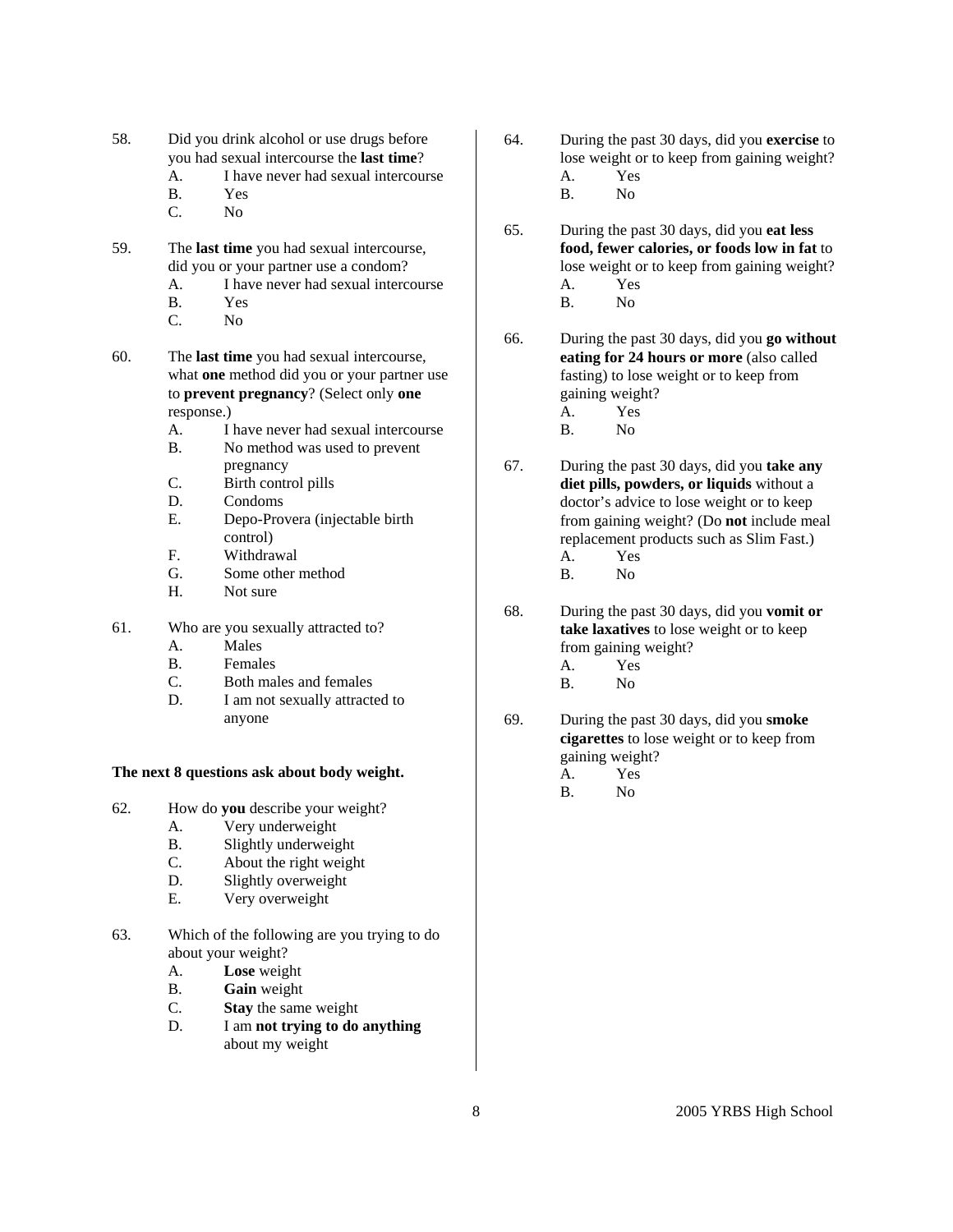58. Did you drink alcohol or use drugs before you had sexual intercourse the **last time**?
    - A. I have never had sexual intercourse
    - B. Yes
    - C. No

59. The **last time** you had sexual intercourse, did you or your partner use a condom?
    - A. I have never had sexual intercourse
    - B. Yes
    - C. No

60. The **last time** you had sexual intercourse, what **one** method did you or your partner use to **prevent pregnancy**? (Select only **one** response.)
    - A. I have never had sexual intercourse
    - B. No method was used to prevent pregnancy
    - C. Birth control pills
    - D. Condoms
    - E. Depo-Provera (injectable birth control)
    - F. Withdrawal
    - G. Some other method
    - H. Not sure

61. Who are you sexually attracted to?
    - A. Males
    - B. Females
    - C. Both males and females
    - D. I am not sexually attracted to anyone

**The next 8 questions ask about body weight.**

62. How do **you** describe your weight?
    - A. Very underweight
    - B. Slightly underweight
    - C. About the right weight
    - D. Slightly overweight
    - E. Very overweight

63. Which of the following are you trying to do about your weight?
    - A. **Lose** weight
    - B. **Gain** weight
    - C. **Stay** the same weight
    - D. I am **not trying to do anything** about my weight

64. During the past 30 days, did you **exercise** to lose weight or to keep from gaining weight?
    - A. Yes
    - B. No

65. During the past 30 days, did you **eat less food, fewer calories, or foods low in fat** to lose weight or to keep from gaining weight?
    - A. Yes
    - B. No

66. During the past 30 days, did you **go without eating for 24 hours or more** (also called fasting) to lose weight or to keep from gaining weight?
    - A. Yes
    - B. No

67. During the past 30 days, did you **take any diet pills, powders, or liquids** without a doctor's advice to lose weight or to keep from gaining weight? (Do **not** include meal replacement products such as Slim Fast.)
    - A. Yes
    - B. No

68. During the past 30 days, did you **vomit or take laxatives** to lose weight or to keep from gaining weight?
    - A. Yes
    - B. No

69. During the past 30 days, did you **smoke cigarettes** to lose weight or to keep from gaining weight?
    - A. Yes
    - B. No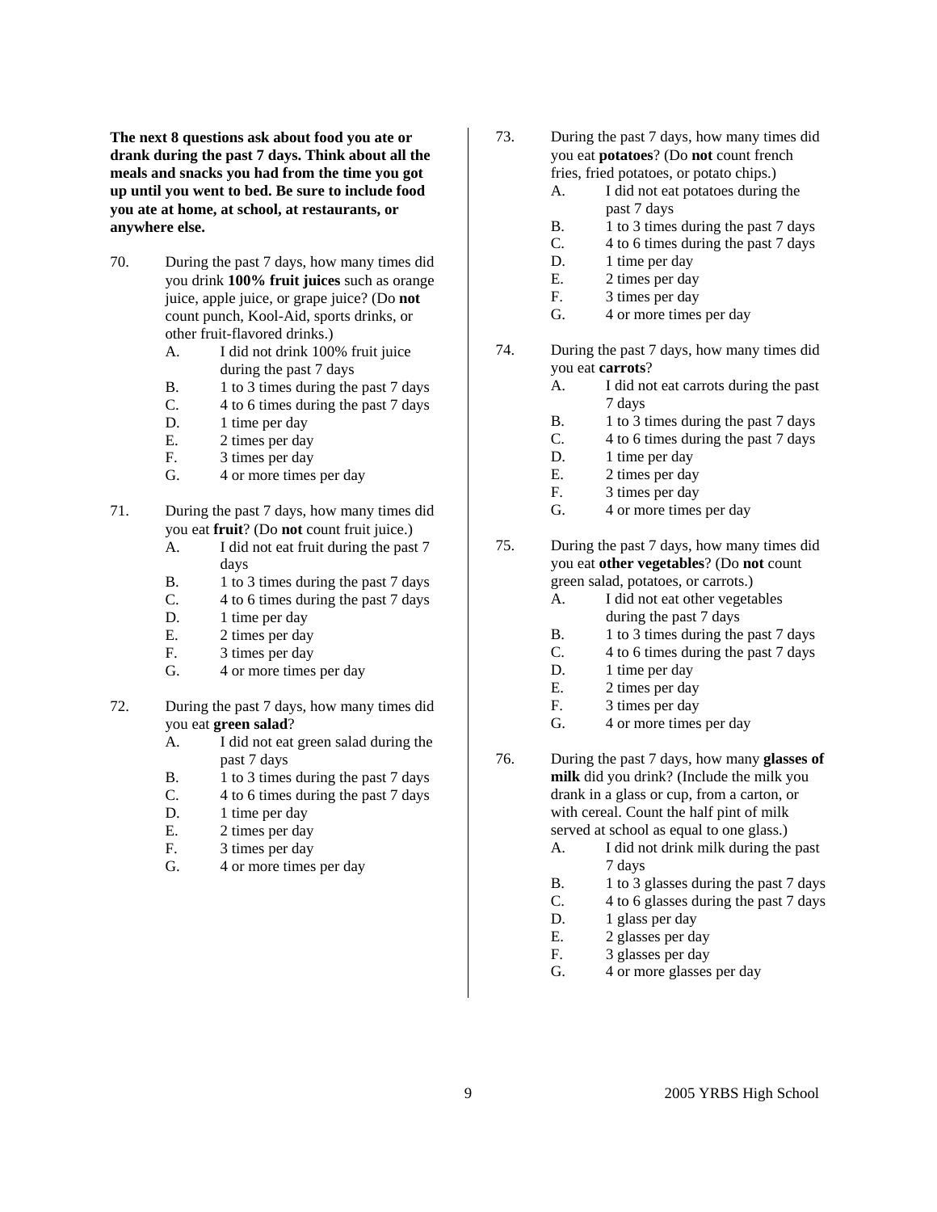**The next 8 questions ask about food you ate or drank during the past 7 days. Think about all the meals and snacks you had from the time you got up until you went to bed. Be sure to include food you ate at home, at school, at restaurants, or anywhere else.**

70. During the past 7 days, how many times did you drink **100% fruit juices** such as orange juice, apple juice, or grape juice? (Do **not** count punch, Kool-Aid, sports drinks, or other fruit-flavored drinks.)
    - A. I did not drink 100% fruit juice during the past 7 days
    - B. 1 to 3 times during the past 7 days
    - C. 4 to 6 times during the past 7 days
    - D. 1 time per day
    - E. 2 times per day
    - F. 3 times per day
    - G. 4 or more times per day

71. During the past 7 days, how many times did you eat **fruit**? (Do **not** count fruit juice.)
    - A. I did not eat fruit during the past 7 days
    - B. 1 to 3 times during the past 7 days
    - C. 4 to 6 times during the past 7 days
    - D. 1 time per day
    - E. 2 times per day
    - F. 3 times per day
    - G. 4 or more times per day

72. During the past 7 days, how many times did you eat **green salad**?
    - A. I did not eat green salad during the past 7 days
    - B. 1 to 3 times during the past 7 days
    - C. 4 to 6 times during the past 7 days
    - D. 1 time per day
    - E. 2 times per day
    - F. 3 times per day
    - G. 4 or more times per day

73. During the past 7 days, how many times did you eat **potatoes**? (Do **not** count french fries, fried potatoes, or potato chips.)
    - A. I did not eat potatoes during the past 7 days
    - B. 1 to 3 times during the past 7 days
    - C. 4 to 6 times during the past 7 days
    - D. 1 time per day
    - E. 2 times per day
    - F. 3 times per day
    - G. 4 or more times per day

74. During the past 7 days, how many times did you eat **carrots**?
    - A. I did not eat carrots during the past 7 days
    - B. 1 to 3 times during the past 7 days
    - C. 4 to 6 times during the past 7 days
    - D. 1 time per day
    - E. 2 times per day
    - F. 3 times per day
    - G. 4 or more times per day

75. During the past 7 days, how many times did you eat **other vegetables**? (Do **not** count green salad, potatoes, or carrots.)
    - A. I did not eat other vegetables during the past 7 days
    - B. 1 to 3 times during the past 7 days
    - C. 4 to 6 times during the past 7 days
    - D. 1 time per day
    - E. 2 times per day
    - F. 3 times per day
    - G. 4 or more times per day

76. During the past 7 days, how many **glasses of milk** did you drink? (Include the milk you drank in a glass or cup, from a carton, or with cereal. Count the half pint of milk served at school as equal to one glass.)
    - A. I did not drink milk during the past 7 days
    - B. 1 to 3 glasses during the past 7 days
    - C. 4 to 6 glasses during the past 7 days
    - D. 1 glass per day
    - E. 2 glasses per day
    - F. 3 glasses per day
    - G. 4 or more glasses per day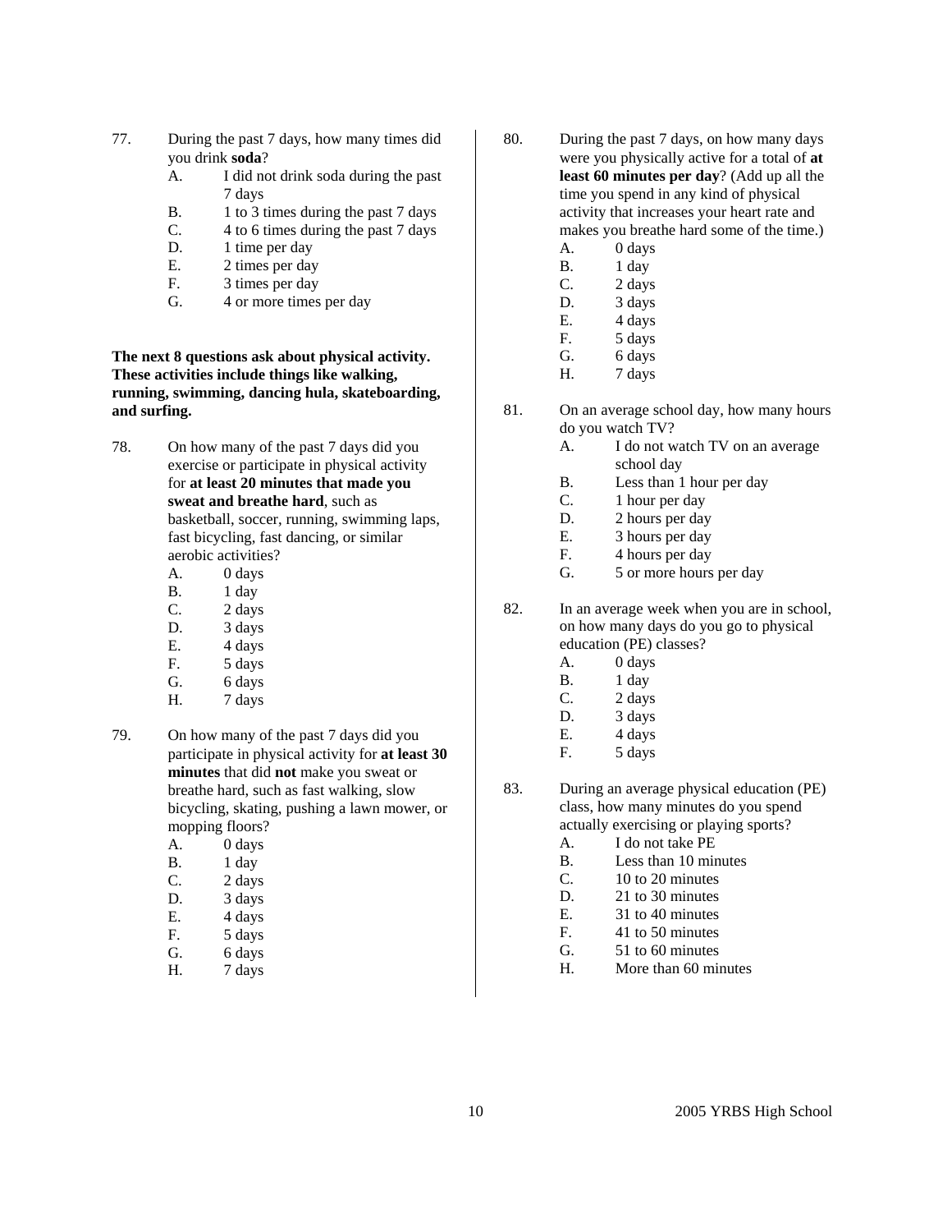77. During the past 7 days, how many times did you drink **soda**?
    - A. I did not drink soda during the past 7 days
    - B. 1 to 3 times during the past 7 days
    - C. 4 to 6 times during the past 7 days
    - D. 1 time per day
    - E. 2 times per day
    - F. 3 times per day
    - G. 4 or more times per day

**The next 8 questions ask about physical activity. These activities include things like walking, running, swimming, dancing hula, skateboarding, and surfing.**

78. On how many of the past 7 days did you exercise or participate in physical activity for **at least 20 minutes that made you sweat and breathe hard**, such as basketball, soccer, running, swimming laps, fast bicycling, fast dancing, or similar aerobic activities?
    - A. 0 days
    - B. 1 day
    - C. 2 days
    - D. 3 days
    - E. 4 days
    - F. 5 days
    - G. 6 days
    - H. 7 days

79. On how many of the past 7 days did you participate in physical activity for **at least 30 minutes** that did **not** make you sweat or breathe hard, such as fast walking, slow bicycling, skating, pushing a lawn mower, or mopping floors?
    - A. 0 days
    - B. 1 day
    - C. 2 days
    - D. 3 days
    - E. 4 days
    - F. 5 days
    - G. 6 days
    - H. 7 days

80. During the past 7 days, on how many days were you physically active for a total of **at least 60 minutes per day**? (Add up all the time you spend in any kind of physical activity that increases your heart rate and makes you breathe hard some of the time.)
    - A. 0 days
    - B. 1 day
    - C. 2 days
    - D. 3 days
    - E. 4 days
    - F. 5 days
    - G. 6 days
    - H. 7 days

81. On an average school day, how many hours do you watch TV?
    - A. I do not watch TV on an average school day
    - B. Less than 1 hour per day
    - C. 1 hour per day
    - D. 2 hours per day
    - E. 3 hours per day
    - F. 4 hours per day
    - G. 5 or more hours per day

82. In an average week when you are in school, on how many days do you go to physical education (PE) classes?
    - A. 0 days
    - B. 1 day
    - C. 2 days
    - D. 3 days
    - E. 4 days
    - F. 5 days

83. During an average physical education (PE) class, how many minutes do you spend actually exercising or playing sports?
    - A. I do not take PE
    - B. Less than 10 minutes
    - C. 10 to 20 minutes
    - D. 21 to 30 minutes
    - E. 31 to 40 minutes
    - F. 41 to 50 minutes
    - G. 51 to 60 minutes
    - H. More than 60 minutes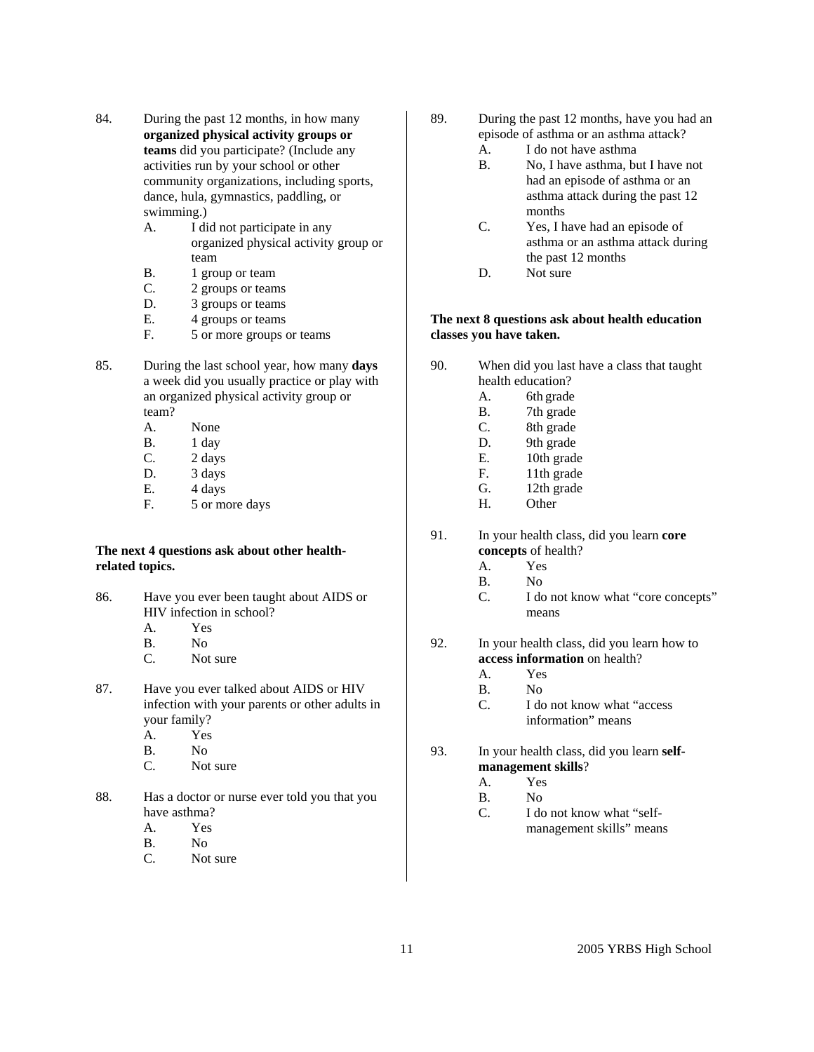84. During the past 12 months, in how many **organized physical activity groups or teams** did you participate? (Include any activities run by your school or other community organizations, including sports, dance, hula, gymnastics, paddling, or swimming.)
    - A. I did not participate in any organized physical activity group or team
    - B. 1 group or team
    - C. 2 groups or teams
    - D. 3 groups or teams
    - E. 4 groups or teams
    - F. 5 or more groups or teams

85. During the last school year, how many **days** a week did you usually practice or play with an organized physical activity group or team?
    - A. None
    - B. 1 day
    - C. 2 days
    - D. 3 days
    - E. 4 days
    - F. 5 or more days

**The next 4 questions ask about other health-related topics.**

86. Have you ever been taught about AIDS or HIV infection in school?
    - A. Yes
    - B. No
    - C. Not sure

87. Have you ever talked about AIDS or HIV infection with your parents or other adults in your family?
    - A. Yes
    - B. No
    - C. Not sure

88. Has a doctor or nurse ever told you that you have asthma?
    - A. Yes
    - B. No
    - C. Not sure

89. During the past 12 months, have you had an episode of asthma or an asthma attack?
    - A. I do not have asthma
    - B. No, I have asthma, but I have not had an episode of asthma or an asthma attack during the past 12 months
    - C. Yes, I have had an episode of asthma or an asthma attack during the past 12 months
    - D. Not sure

**The next 8 questions ask about health education classes you have taken.**

90. When did you last have a class that taught health education?
    - A. 6th grade
    - B. 7th grade
    - C. 8th grade
    - D. 9th grade
    - E. 10th grade
    - F. 11th grade
    - G. 12th grade
    - H. Other

91. In your health class, did you learn **core concepts** of health?
    - A. Yes
    - B. No
    - C. I do not know what "core concepts" means

92. In your health class, did you learn how to **access information** on health?
    - A. Yes
    - B. No
    - C. I do not know what "access information" means

93. In your health class, did you learn **self-management skills**?
    - A. Yes
    - B. No
    - C. I do not know what "self-management skills" means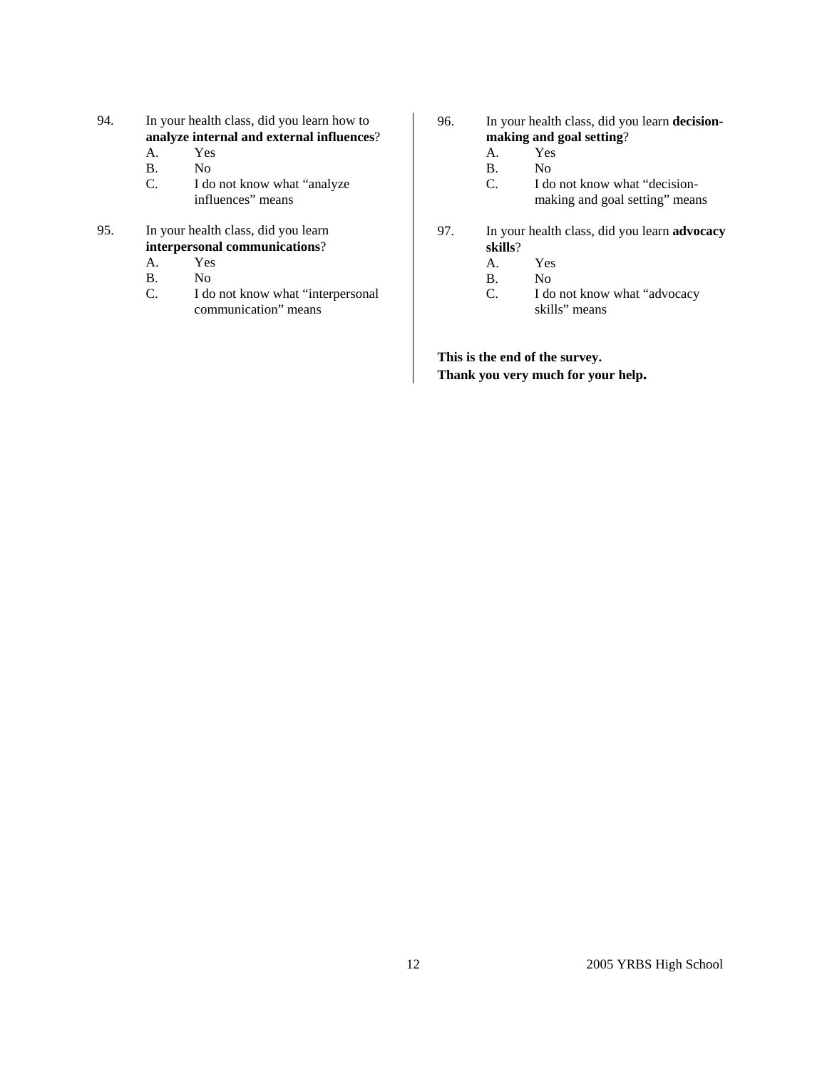94. In your health class, did you learn how to **analyze internal and external influences**?
   - A. Yes
   - B. No
   - C. I do not know what "analyze influences" means

95. In your health class, did you learn **interpersonal communications**?
   - A. Yes
   - B. No
   - C. I do not know what "interpersonal communication" means

96. In your health class, did you learn **decision-making and goal setting**?
   - A. Yes
   - B. No
   - C. I do not know what "decision-making and goal setting" means

97. In your health class, did you learn **advocacy skills**?
   - A. Yes
   - B. No
   - C. I do not know what "advocacy skills" means

**This is the end of the survey.**
**Thank you very much for your help.**